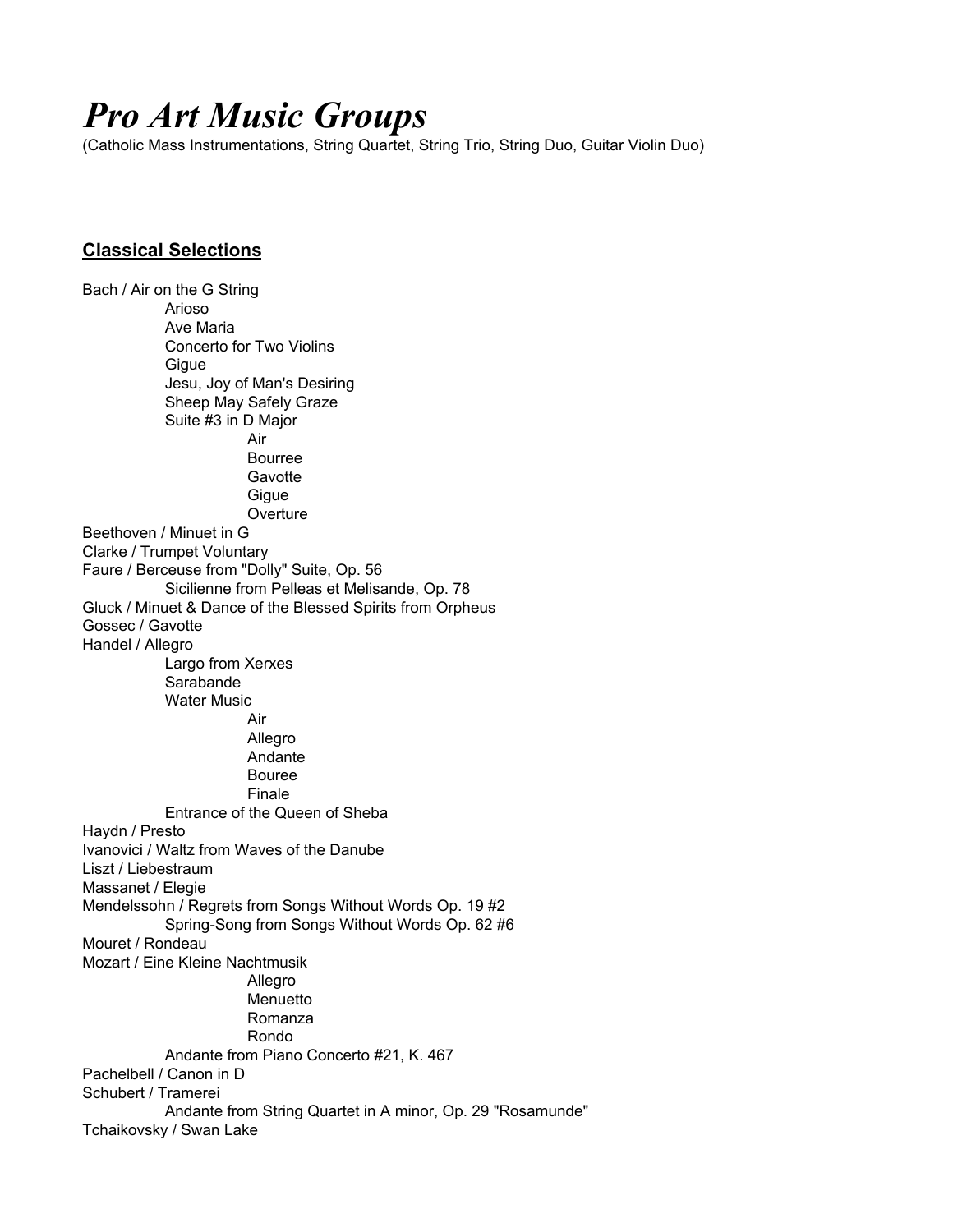# *Pro Art Music Groups*

(Catholic Mass Instrumentations, String Quartet, String Trio, String Duo, Guitar Violin Duo)

## **Classical Selections**

Bach / Air on the G String
- Arioso
- Ave Maria
- Concerto for Two Violins
- Gigue
- Jesu, Joy of Man's Desiring
- Sheep May Safely Graze
- Suite #3 in D Major
    - Air
    - Bourree
    - Gavotte
    - Gigue
    - Overture

Beethoven / Minuet in G

Clarke / Trumpet Voluntary

Faure / Berceuse from "Dolly" Suite, Op. 56
- Sicilienne from Pelleas et Melisande, Op. 78

Gluck / Minuet & Dance of the Blessed Spirits from Orpheus

Gossec / Gavotte

Handel / Allegro
- Largo from Xerxes
- Sarabande
- Water Music
    - Air
    - Allegro
    - Andante
    - Bouree
    - Finale
- Entrance of the Queen of Sheba

Haydn / Presto

Ivanovici / Waltz from Waves of the Danube

Liszt / Liebestraum

Massanet / Elegie

Mendelssohn / Regrets from Songs Without Words Op. 19 #2
- Spring-Song from Songs Without Words Op. 62 #6

Mouret / Rondeau

Mozart / Eine Kleine Nachtmusik
    - Allegro
    - Menuetto
    - Romanza
    - Rondo
- Andante from Piano Concerto #21, K. 467

Pachelbell / Canon in D

Schubert / Tramerei
- Andante from String Quartet in A minor, Op. 29 "Rosamunde"

Tchaikovsky / Swan Lake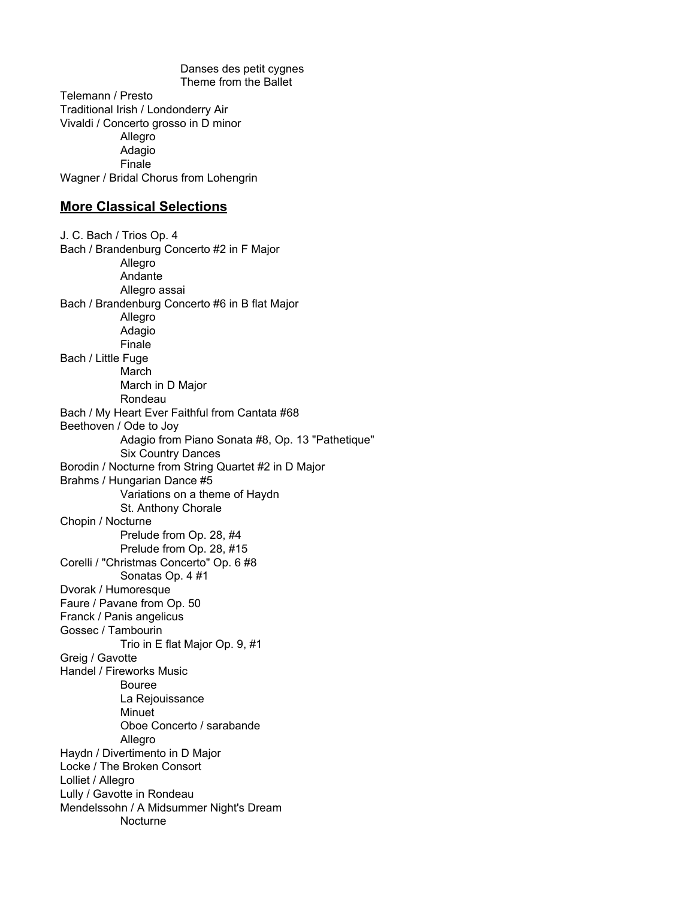Danses des petit cygnes
Theme from the Ballet

Telemann / Presto
Traditional Irish / Londonderry Air
Vivaldi / Concerto grosso in D minor
Allegro
Adagio
Finale
Wagner / Bridal Chorus from Lohengrin

## More Classical Selections

J. C. Bach / Trios Op. 4
Bach / Brandenburg Concerto #2 in F Major
Allegro
Andante
Allegro assai
Bach / Brandenburg Concerto #6 in B flat Major
Allegro
Adagio
Finale
Bach / Little Fuge
March
March in D Major
Rondeau
Bach / My Heart Ever Faithful from Cantata #68
Beethoven / Ode to Joy
Adagio from Piano Sonata #8, Op. 13 "Pathetique"
Six Country Dances
Borodin / Nocturne from String Quartet #2 in D Major
Brahms / Hungarian Dance #5
Variations on a theme of Haydn
St. Anthony Chorale
Chopin / Nocturne
Prelude from Op. 28, #4
Prelude from Op. 28, #15
Corelli / "Christmas Concerto" Op. 6 #8
Sonatas Op. 4 #1
Dvorak / Humoresque
Faure / Pavane from Op. 50
Franck / Panis angelicus
Gossec / Tambourin
Trio in E flat Major Op. 9, #1
Greig / Gavotte
Handel / Fireworks Music
Bouree
La Rejouissance
Minuet
Oboe Concerto / sarabande
Allegro
Haydn / Divertimento in D Major
Locke / The Broken Consort
Lolliet / Allegro
Lully / Gavotte in Rondeau
Mendelssohn / A Midsummer Night's Dream
Nocturne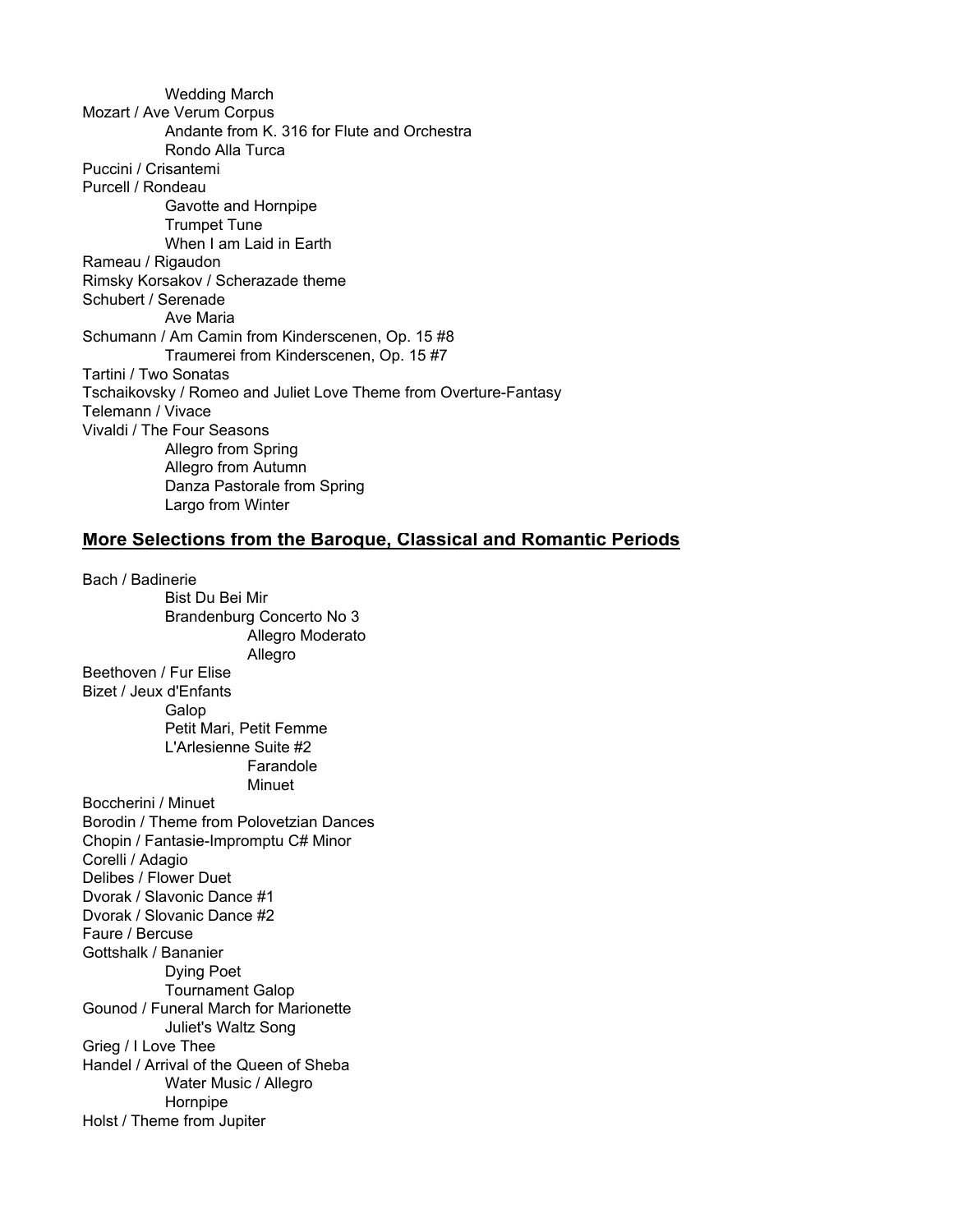Wedding March

Mozart / Ave Verum Corpus

Andante from K. 316 for Flute and Orchestra

Rondo Alla Turca

Puccini / Crisantemi

Purcell / Rondeau

Gavotte and Hornpipe

Trumpet Tune

When I am Laid in Earth

Rameau / Rigaudon

Rimsky Korsakov / Scherazade theme

Schubert / Serenade

Ave Maria

Schumann / Am Camin from Kinderscenen, Op. 15 #8

Traumerei from Kinderscenen, Op. 15 #7

Tartini / Two Sonatas

Tschaikovsky / Romeo and Juliet Love Theme from Overture-Fantasy

Telemann / Vivace

Vivaldi / The Four Seasons

Allegro from Spring

Allegro from Autumn

Danza Pastorale from Spring

Largo from Winter

## More Selections from the Baroque, Classical and Romantic Periods

Bach / Badinerie

Bist Du Bei Mir

Brandenburg Concerto No 3

Allegro Moderato

Allegro

Beethoven / Fur Elise

Bizet / Jeux d'Enfants

Galop

Petit Mari, Petit Femme

L'Arlesienne Suite #2

Farandole

Minuet

Boccherini / Minuet

Borodin / Theme from Polovetzian Dances

Chopin / Fantasie-Impromptu C# Minor

Corelli / Adagio

Delibes / Flower Duet

Dvorak / Slavonic Dance #1

Dvorak / Slovanic Dance #2

Faure / Bercuse

Gottshalk / Bananier

Dying Poet

Tournament Galop

Gounod / Funeral March for Marionette

Juliet's Waltz Song

Grieg / I Love Thee

Handel / Arrival of the Queen of Sheba

Water Music / Allegro

Hornpipe

Holst / Theme from Jupiter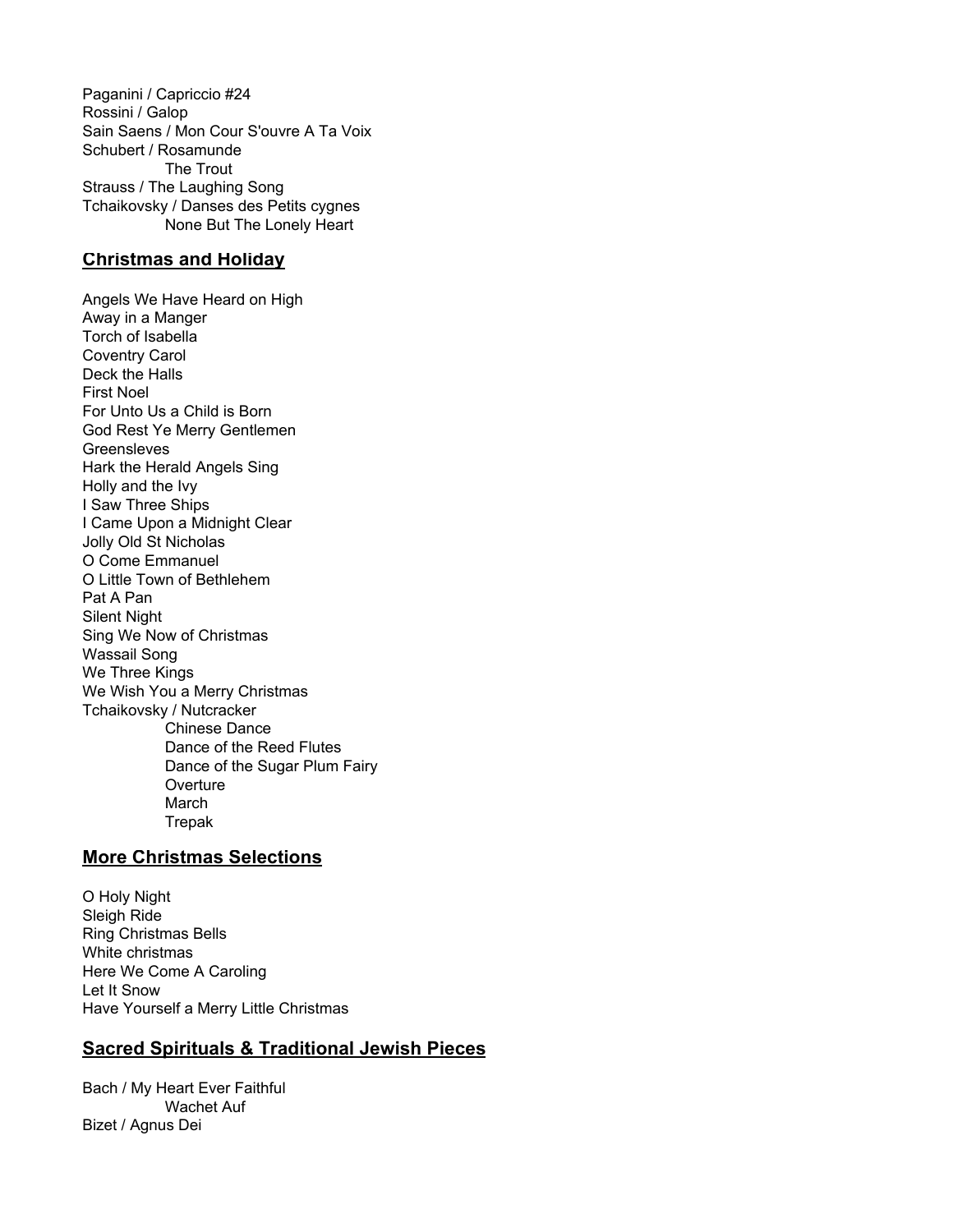Paganini / Capriccio #24
Rossini / Galop
Sain Saens / Mon Cour S'ouvre A Ta Voix
Schubert / Rosamunde
    The Trout
Strauss / The Laughing Song
Tchaikovsky / Danses des Petits cygnes
    None But The Lonely Heart

## Christmas and Holiday

Angels We Have Heard on High
Away in a Manger
Torch of Isabella
Coventry Carol
Deck the Halls
First Noel
For Unto Us a Child is Born
God Rest Ye Merry Gentlemen
Greensleves
Hark the Herald Angels Sing
Holly and the Ivy
I Saw Three Ships
I Came Upon a Midnight Clear
Jolly Old St Nicholas
O Come Emmanuel
O Little Town of Bethlehem
Pat A Pan
Silent Night
Sing We Now of Christmas
Wassail Song
We Three Kings
We Wish You a Merry Christmas
Tchaikovsky / Nutcracker
    Chinese Dance
    Dance of the Reed Flutes
    Dance of the Sugar Plum Fairy
    Overture
    March
    Trepak

## More Christmas Selections

O Holy Night
Sleigh Ride
Ring Christmas Bells
White christmas
Here We Come A Caroling
Let It Snow
Have Yourself a Merry Little Christmas

## Sacred Spirituals & Traditional Jewish Pieces

Bach / My Heart Ever Faithful
    Wachet Auf
Bizet / Agnus Dei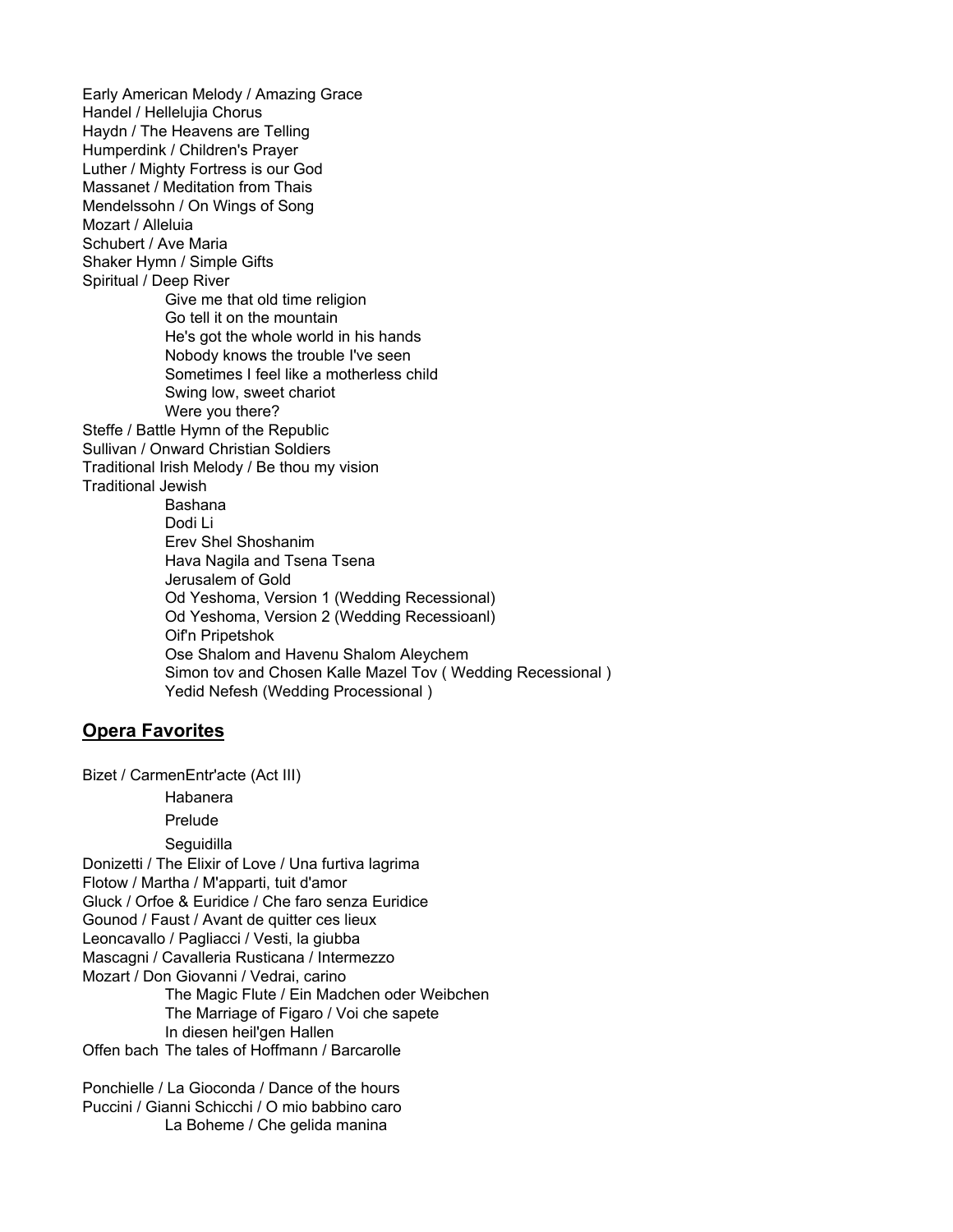Early American Melody / Amazing Grace
Handel / Hellelujia Chorus
Haydn / The Heavens are Telling
Humperdink / Children's Prayer
Luther / Mighty Fortress is our God
Massanet / Meditation from Thais
Mendelssohn / On Wings of Song
Mozart / Alleluia
Schubert / Ave Maria
Shaker Hymn / Simple Gifts
Spiritual / Deep River
- Give me that old time religion
- Go tell it on the mountain
- He's got the whole world in his hands
- Nobody knows the trouble I've seen
- Sometimes I feel like a motherless child
- Swing low, sweet chariot
- Were you there?

Steffe / Battle Hymn of the Republic
Sullivan / Onward Christian Soldiers
Traditional Irish Melody / Be thou my vision
Traditional Jewish
- Bashana
- Dodi Li
- Erev Shel Shoshanim
- Hava Nagila and Tsena Tsena
- Jerusalem of Gold
- Od Yeshoma, Version 1 (Wedding Recessional)
- Od Yeshoma, Version 2 (Wedding Recessioanl)
- Oif'n Pripetshok
- Ose Shalom and Havenu Shalom Aleychem
- Simon tov and Chosen Kalle Mazel Tov ( Wedding Recessional )
- Yedid Nefesh (Wedding Processional )

## Opera Favorites

Bizet / CarmenEntr'acte (Act III)
- Habanera
- Prelude
- Seguidilla

Donizetti / The Elixir of Love / Una furtiva lagrima
Flotow / Martha / M'apparti, tuit d'amor
Gluck / Orfoe & Euridice / Che faro senza Euridice
Gounod / Faust / Avant de quitter ces lieux
Leoncavallo / Pagliacci / Vesti, la giubba
Mascagni / Cavalleria Rusticana / Intermezzo
Mozart / Don Giovanni / Vedrai, carino
- The Magic Flute / Ein Madchen oder Weibchen
- The Marriage of Figaro / Voi che sapete
- In diesen heil'gen Hallen

Offen bach The tales of Hoffmann / Barcarolle

Ponchielle / La Gioconda / Dance of the hours
Puccini / Gianni Schicchi / O mio babbino caro
- La Boheme / Che gelida manina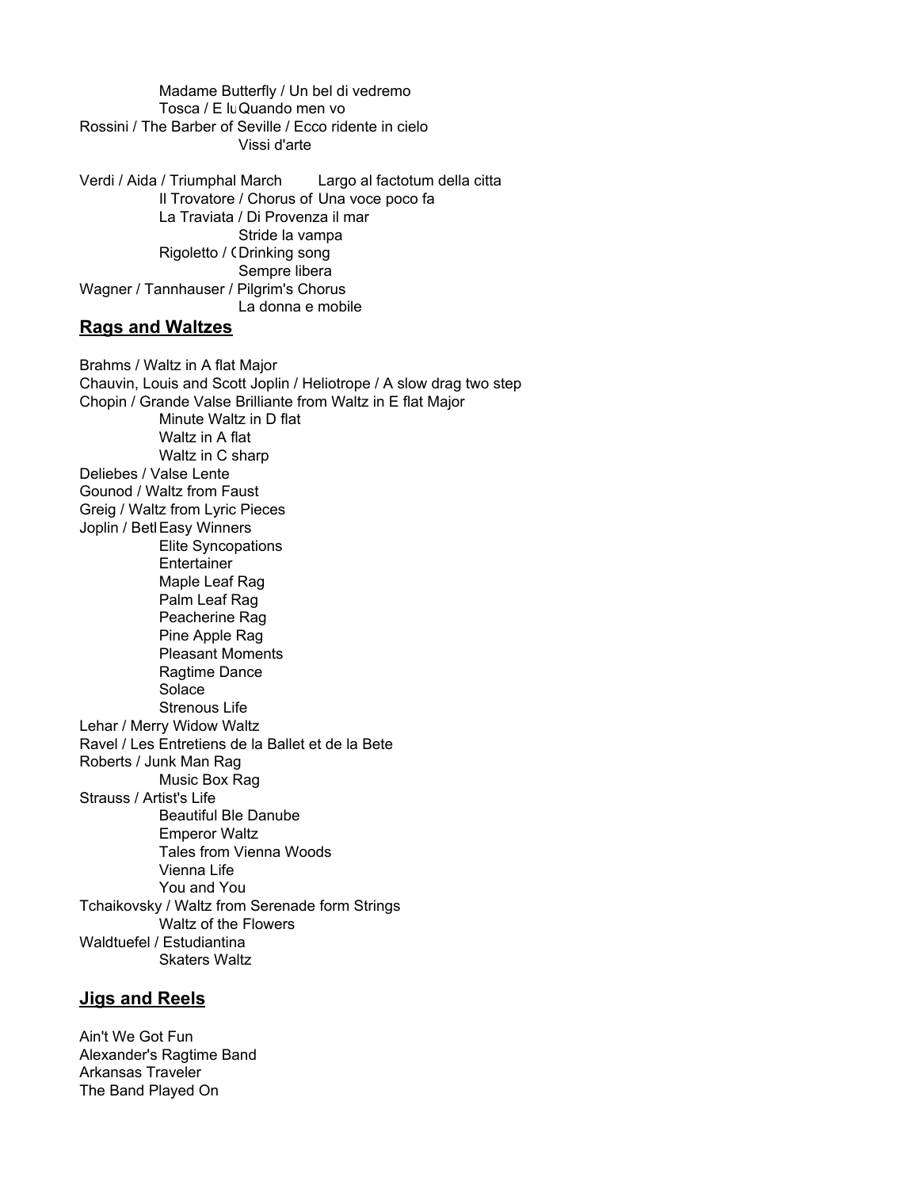Madame Butterfly / Un bel di vedremo
Tosca / E lu Quando men vo
Rossini / The Barber of Seville / Ecco ridente in cielo
Vissi d'arte

Verdi / Aida / Triumphal March    Largo al factotum della citta
Il Trovatore / Chorus of Una voce poco fa
La Traviata / Di Provenza il mar
Stride la vampa
Rigoletto / ( Drinking song
Sempre libera
Wagner / Tannhauser / Pilgrim's Chorus
La donna e mobile

## Rags and Waltzes

Brahms / Waltz in A flat Major
Chauvin, Louis and Scott Joplin / Heliotrope / A slow drag two step
Chopin / Grande Valse Brilliante from Waltz in E flat Major
Minute Waltz in D flat
Waltz in A flat
Waltz in C sharp
Deliebes / Valse Lente
Gounod / Waltz from Faust
Greig / Waltz from Lyric Pieces
Joplin / Betl Easy Winners
Elite Syncopations
Entertainer
Maple Leaf Rag
Palm Leaf Rag
Peacherine Rag
Pine Apple Rag
Pleasant Moments
Ragtime Dance
Solace
Strenous Life
Lehar / Merry Widow Waltz
Ravel / Les Entretiens de la Ballet et de la Bete
Roberts / Junk Man Rag
Music Box Rag
Strauss / Artist's Life
Beautiful Ble Danube
Emperor Waltz
Tales from Vienna Woods
Vienna Life
You and You
Tchaikovsky / Waltz from Serenade form Strings
Waltz of the Flowers
Waldtuefel / Estudiantina
Skaters Waltz

## Jigs and Reels

Ain't We Got Fun
Alexander's Ragtime Band
Arkansas Traveler
The Band Played On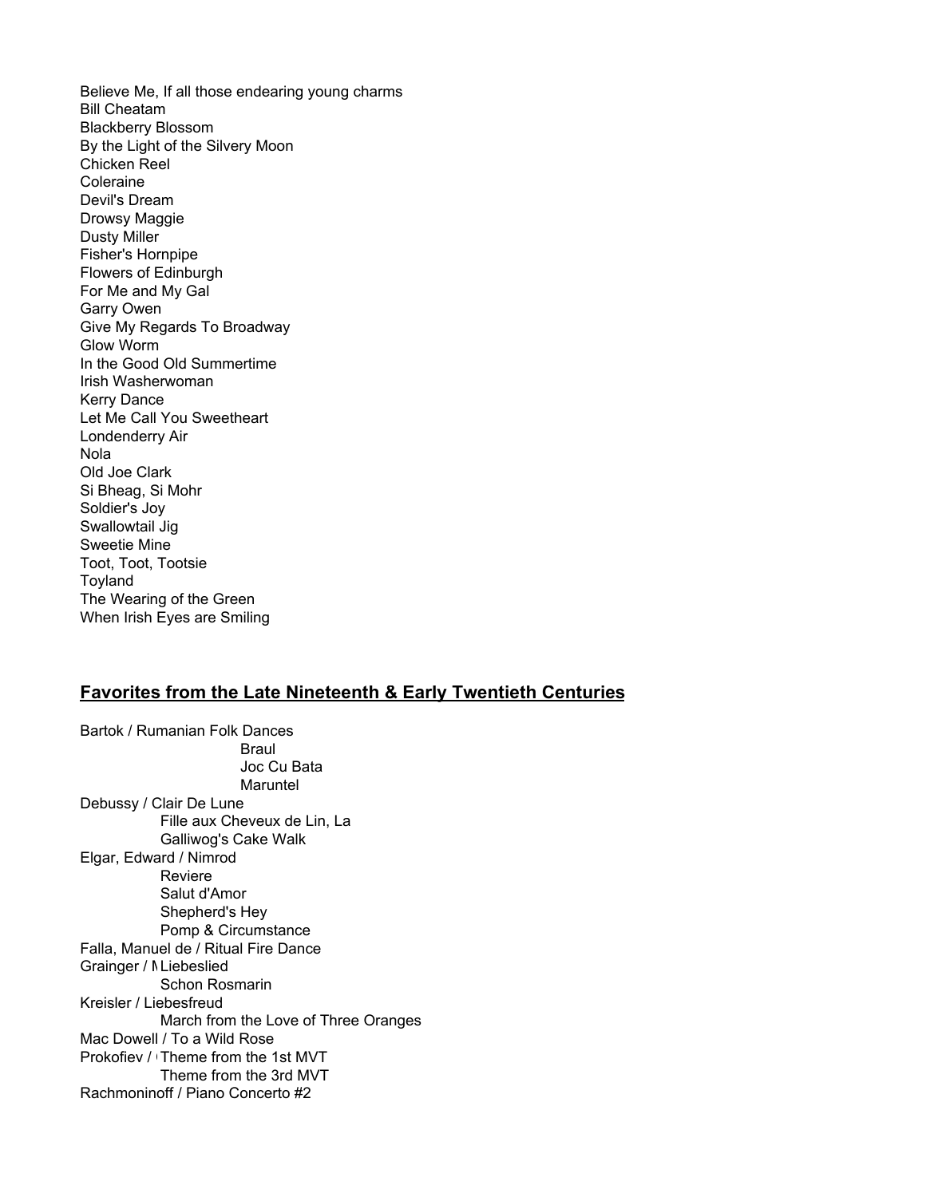Believe Me, If all those endearing young charms
Bill Cheatam
Blackberry Blossom
By the Light of the Silvery Moon
Chicken Reel
Coleraine
Devil's Dream
Drowsy Maggie
Dusty Miller
Fisher's Hornpipe
Flowers of Edinburgh
For Me and My Gal
Garry Owen
Give My Regards To Broadway
Glow Worm
In the Good Old Summertime
Irish Washerwoman
Kerry Dance
Let Me Call You Sweetheart
Londenderry Air
Nola
Old Joe Clark
Si Bheag, Si Mohr
Soldier's Joy
Swallowtail Jig
Sweetie Mine
Toot, Toot, Tootsie
Toyland
The Wearing of the Green
When Irish Eyes are Smiling

## **Favorites from the Late Nineteenth & Early Twentieth Centuries**

Bartok / Rumanian Folk Dances
- Braul
- Joc Cu Bata
- Maruntel

Debussy / Clair De Lune
- Fille aux Cheveux de Lin, La
- Galliwog's Cake Walk

Elgar, Edward / Nimrod
- Reviere
- Salut d'Amor
- Shepherd's Hey
- Pomp & Circumstance

Falla, Manuel de / Ritual Fire Dance

Grainger / M Liebeslied
- Schon Rosmarin

Kreisler / Liebesfreud
- March from the Love of Three Oranges

Mac Dowell / To a Wild Rose

Prokofiev / Theme from the 1st MVT
- Theme from the 3rd MVT

Rachmoninoff / Piano Concerto #2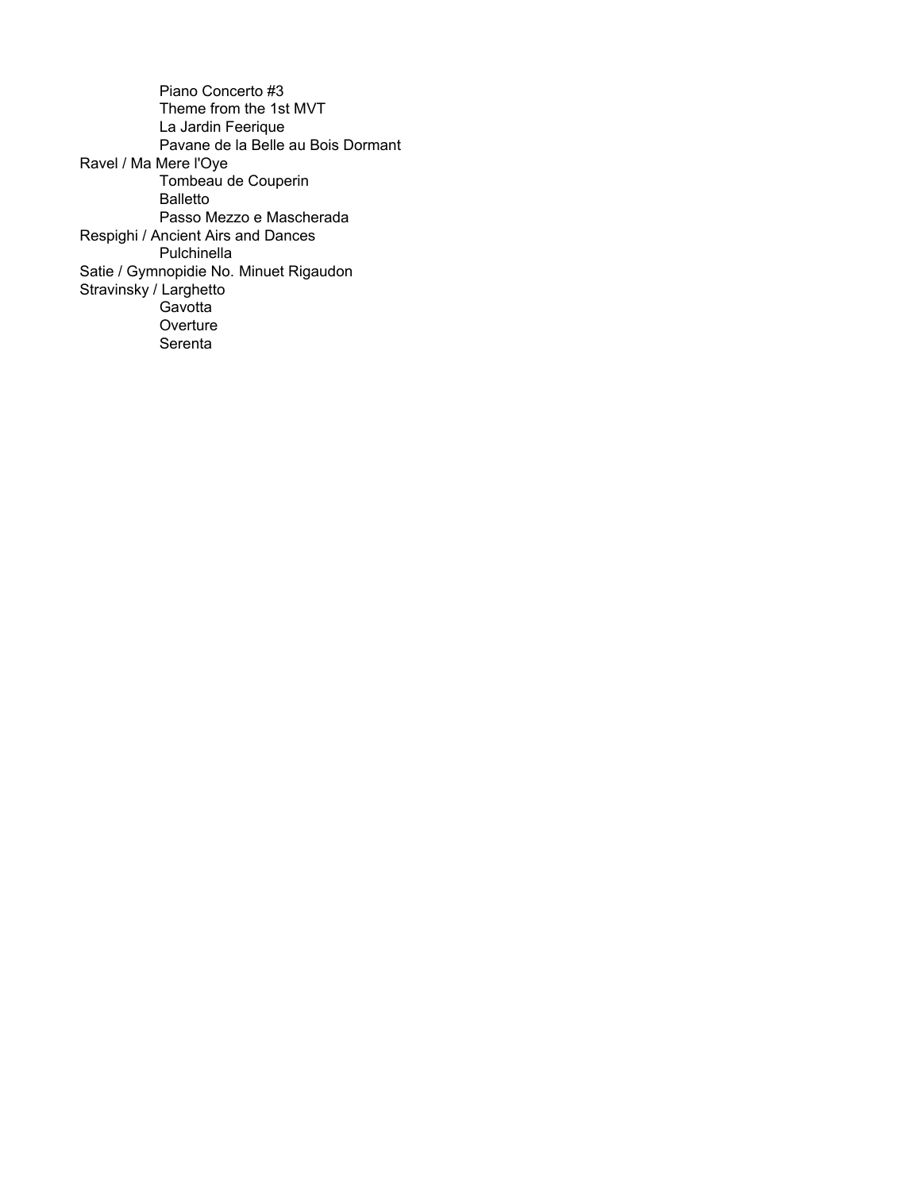Piano Concerto #3
Theme from the 1st MVT
La Jardin Feerique
Pavane de la Belle au Bois Dormant
Ravel / Ma Mere l'Oye
Tombeau de Couperin
Balletto
Passo Mezzo e Mascherada
Respighi / Ancient Airs and Dances
Pulchinella
Satie / Gymnopidie No. Minuet Rigaudon
Stravinsky / Larghetto
Gavotta
Overture
Serenta